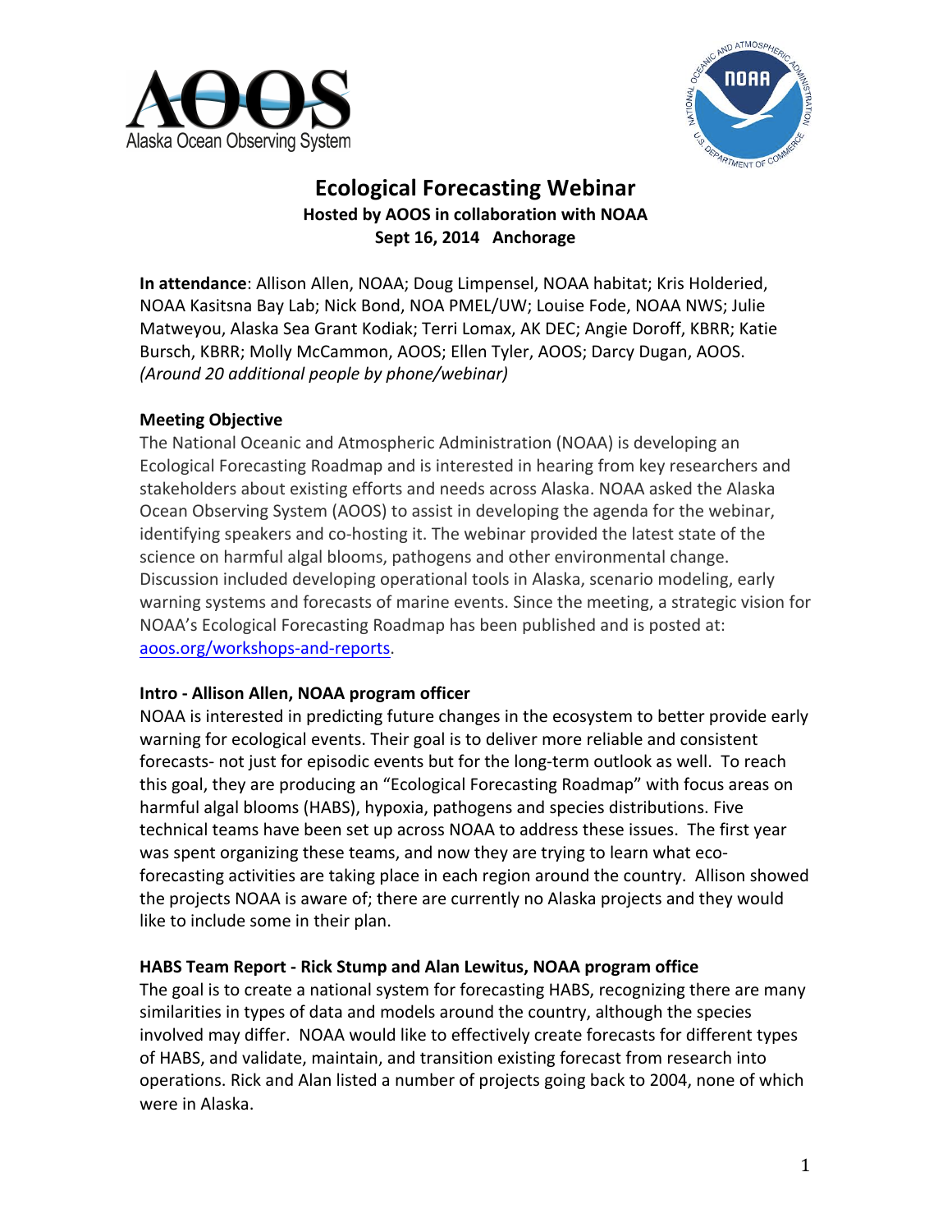# Ecological Forecasting Webinar

**Hosted by AOOS in collaboration with NOAA**
**Sept 16, 2014 Anchorage**

**In attendance**: Allison Allen, NOAA; Doug Limpensel, NOAA habitat; Kris Holderied, NOAA Kasitsna Bay Lab; Nick Bond, NOA PMEL/UW; Louise Fode, NOAA NWS; Julie Matweyou, Alaska Sea Grant Kodiak; Terri Lomax, AK DEC; Angie Doroff, KBRR; Katie Bursch, KBRR; Molly McCammon, AOOS; Ellen Tyler, AOOS; Darcy Dugan, AOOS. *(Around 20 additional people by phone/webinar)*

## Meeting Objective

The National Oceanic and Atmospheric Administration (NOAA) is developing an Ecological Forecasting Roadmap and is interested in hearing from key researchers and stakeholders about existing efforts and needs across Alaska. NOAA asked the Alaska Ocean Observing System (AOOS) to assist in developing the agenda for the webinar, identifying speakers and co-hosting it. The webinar provided the latest state of the science on harmful algal blooms, pathogens and other environmental change. Discussion included developing operational tools in Alaska, scenario modeling, early warning systems and forecasts of marine events. Since the meeting, a strategic vision for NOAA's Ecological Forecasting Roadmap has been published and is posted at: aoos.org/workshops-and-reports.

## Intro - Allison Allen, NOAA program officer

NOAA is interested in predicting future changes in the ecosystem to better provide early warning for ecological events. Their goal is to deliver more reliable and consistent forecasts- not just for episodic events but for the long-term outlook as well. To reach this goal, they are producing an "Ecological Forecasting Roadmap" with focus areas on harmful algal blooms (HABS), hypoxia, pathogens and species distributions. Five technical teams have been set up across NOAA to address these issues. The first year was spent organizing these teams, and now they are trying to learn what eco-forecasting activities are taking place in each region around the country. Allison showed the projects NOAA is aware of; there are currently no Alaska projects and they would like to include some in their plan.

## HABS Team Report - Rick Stump and Alan Lewitus, NOAA program office

The goal is to create a national system for forecasting HABS, recognizing there are many similarities in types of data and models around the country, although the species involved may differ. NOAA would like to effectively create forecasts for different types of HABS, and validate, maintain, and transition existing forecast from research into operations. Rick and Alan listed a number of projects going back to 2004, none of which were in Alaska.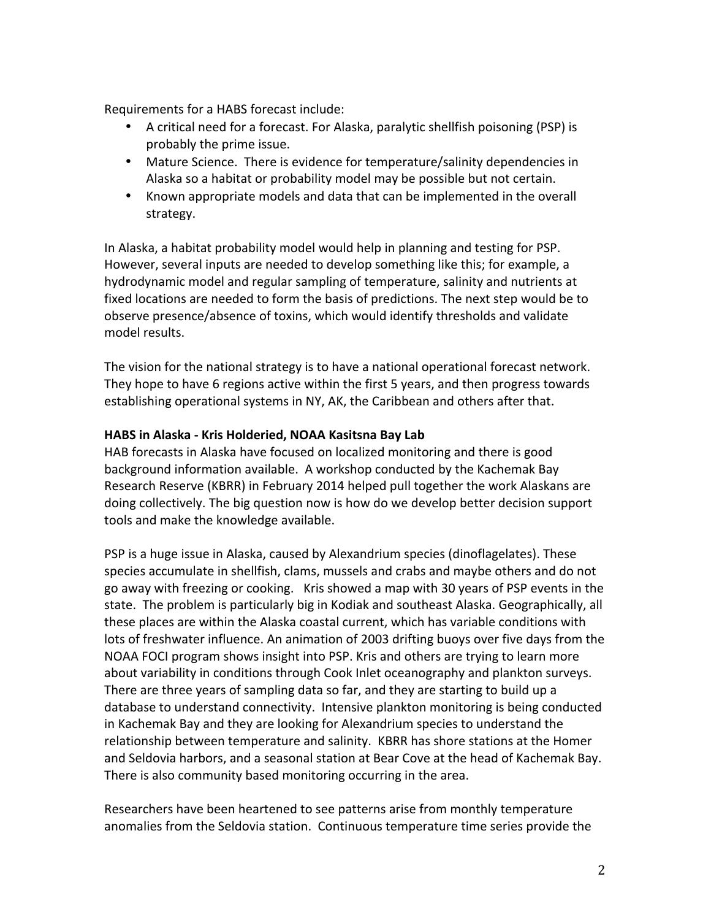Requirements for a HABS forecast include:

- A critical need for a forecast. For Alaska, paralytic shellfish poisoning (PSP) is probably the prime issue.
- Mature Science. There is evidence for temperature/salinity dependencies in Alaska so a habitat or probability model may be possible but not certain.
- Known appropriate models and data that can be implemented in the overall strategy.

In Alaska, a habitat probability model would help in planning and testing for PSP. However, several inputs are needed to develop something like this; for example, a hydrodynamic model and regular sampling of temperature, salinity and nutrients at fixed locations are needed to form the basis of predictions. The next step would be to observe presence/absence of toxins, which would identify thresholds and validate model results.

The vision for the national strategy is to have a national operational forecast network. They hope to have 6 regions active within the first 5 years, and then progress towards establishing operational systems in NY, AK, the Caribbean and others after that.

**HABS in Alaska - Kris Holderied, NOAA Kasitsna Bay Lab**

HAB forecasts in Alaska have focused on localized monitoring and there is good background information available. A workshop conducted by the Kachemak Bay Research Reserve (KBRR) in February 2014 helped pull together the work Alaskans are doing collectively. The big question now is how do we develop better decision support tools and make the knowledge available.

PSP is a huge issue in Alaska, caused by Alexandrium species (dinoflagelates). These species accumulate in shellfish, clams, mussels and crabs and maybe others and do not go away with freezing or cooking. Kris showed a map with 30 years of PSP events in the state. The problem is particularly big in Kodiak and southeast Alaska. Geographically, all these places are within the Alaska coastal current, which has variable conditions with lots of freshwater influence. An animation of 2003 drifting buoys over five days from the NOAA FOCI program shows insight into PSP. Kris and others are trying to learn more about variability in conditions through Cook Inlet oceanography and plankton surveys. There are three years of sampling data so far, and they are starting to build up a database to understand connectivity. Intensive plankton monitoring is being conducted in Kachemak Bay and they are looking for Alexandrium species to understand the relationship between temperature and salinity. KBRR has shore stations at the Homer and Seldovia harbors, and a seasonal station at Bear Cove at the head of Kachemak Bay. There is also community based monitoring occurring in the area.

Researchers have been heartened to see patterns arise from monthly temperature anomalies from the Seldovia station. Continuous temperature time series provide the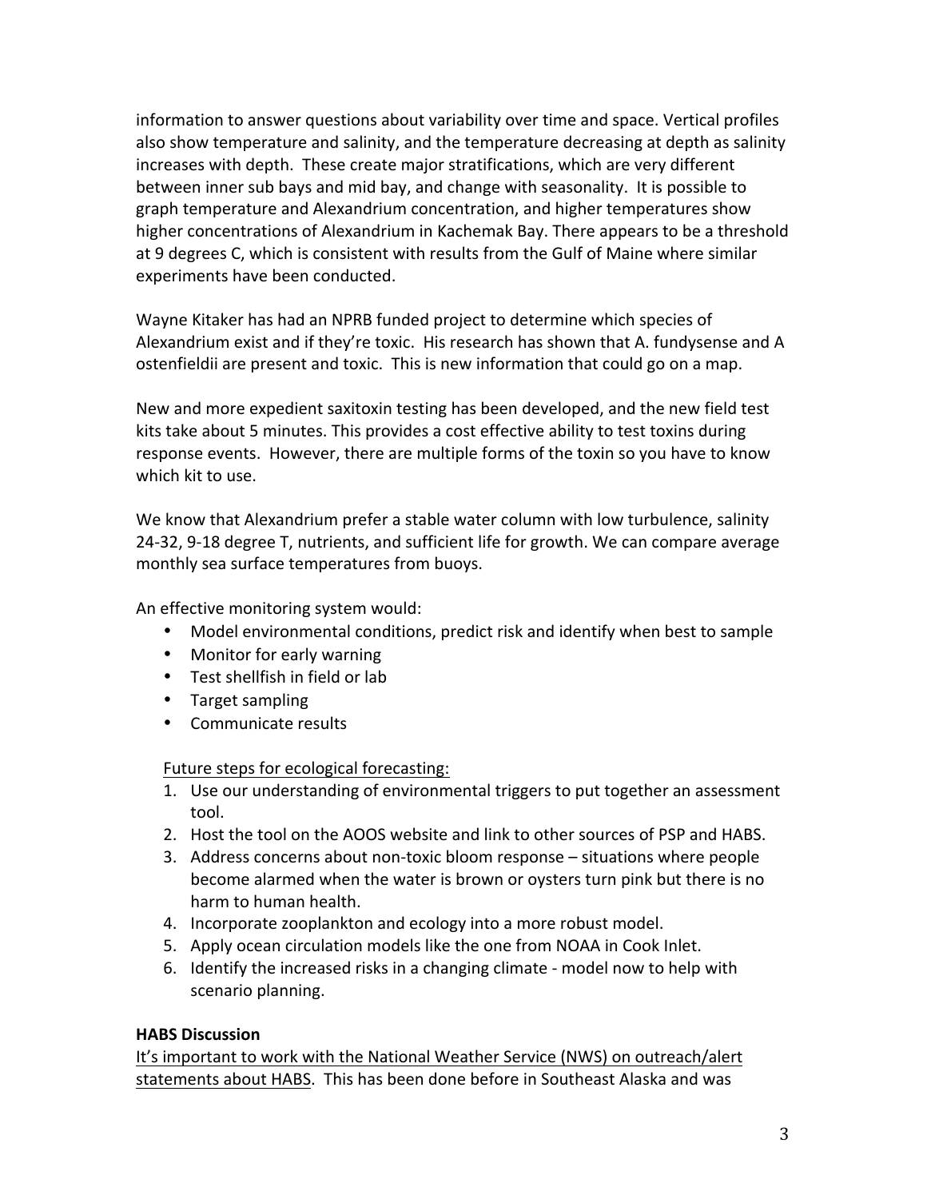information to answer questions about variability over time and space. Vertical profiles also show temperature and salinity, and the temperature decreasing at depth as salinity increases with depth. These create major stratifications, which are very different between inner sub bays and mid bay, and change with seasonality. It is possible to graph temperature and Alexandrium concentration, and higher temperatures show higher concentrations of Alexandrium in Kachemak Bay. There appears to be a threshold at 9 degrees C, which is consistent with results from the Gulf of Maine where similar experiments have been conducted.

Wayne Kitaker has had an NPRB funded project to determine which species of Alexandrium exist and if they're toxic. His research has shown that A. fundysense and A ostenfieldii are present and toxic. This is new information that could go on a map.

New and more expedient saxitoxin testing has been developed, and the new field test kits take about 5 minutes. This provides a cost effective ability to test toxins during response events. However, there are multiple forms of the toxin so you have to know which kit to use.

We know that Alexandrium prefer a stable water column with low turbulence, salinity 24-32, 9-18 degree T, nutrients, and sufficient life for growth. We can compare average monthly sea surface temperatures from buoys.

An effective monitoring system would:

- Model environmental conditions, predict risk and identify when best to sample
- Monitor for early warning
- Test shellfish in field or lab
- Target sampling
- Communicate results

<u>Future steps for ecological forecasting:</u>

1. Use our understanding of environmental triggers to put together an assessment tool.
2. Host the tool on the AOOS website and link to other sources of PSP and HABS.
3. Address concerns about non-toxic bloom response – situations where people become alarmed when the water is brown or oysters turn pink but there is no harm to human health.
4. Incorporate zooplankton and ecology into a more robust model.
5. Apply ocean circulation models like the one from NOAA in Cook Inlet.
6. Identify the increased risks in a changing climate - model now to help with scenario planning.

**HABS Discussion**

<u>It's important to work with the National Weather Service (NWS) on outreach/alert statements about HABS.</u> This has been done before in Southeast Alaska and was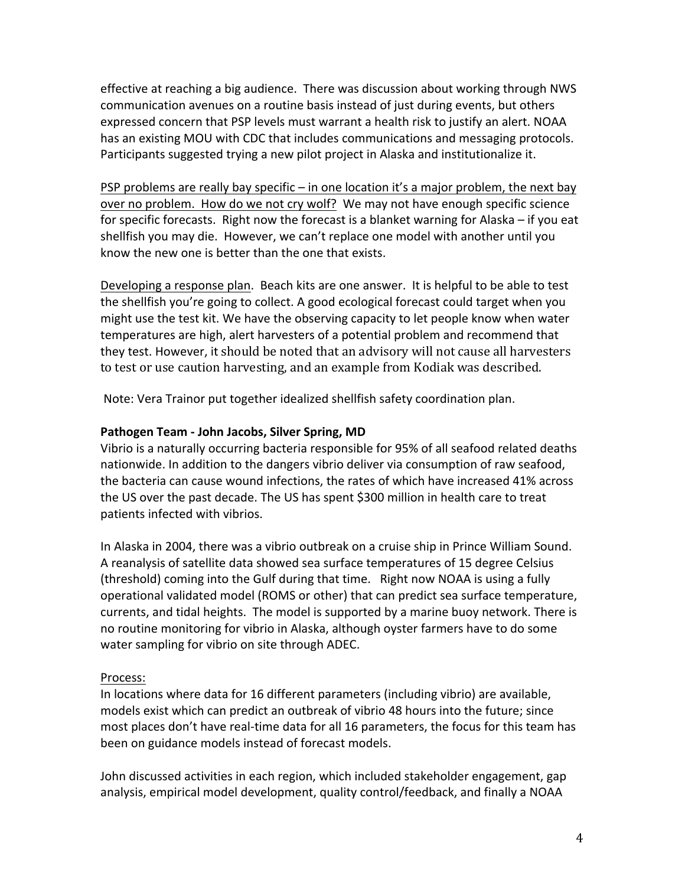effective at reaching a big audience. There was discussion about working through NWS communication avenues on a routine basis instead of just during events, but others expressed concern that PSP levels must warrant a health risk to justify an alert. NOAA has an existing MOU with CDC that includes communications and messaging protocols. Participants suggested trying a new pilot project in Alaska and institutionalize it.

<u>PSP problems are really bay specific – in one location it's a major problem, the next bay over no problem. How do we not cry wolf?</u> We may not have enough specific science for specific forecasts. Right now the forecast is a blanket warning for Alaska – if you eat shellfish you may die. However, we can't replace one model with another until you know the new one is better than the one that exists.

<u>Developing a response plan</u>. Beach kits are one answer. It is helpful to be able to test the shellfish you're going to collect. A good ecological forecast could target when you might use the test kit. We have the observing capacity to let people know when water temperatures are high, alert harvesters of a potential problem and recommend that they test. However, it should be noted that an advisory will not cause all harvesters to test or use caution harvesting, and an example from Kodiak was described.

Note: Vera Trainor put together idealized shellfish safety coordination plan.

**Pathogen Team - John Jacobs, Silver Spring, MD**

Vibrio is a naturally occurring bacteria responsible for 95% of all seafood related deaths nationwide. In addition to the dangers vibrio deliver via consumption of raw seafood, the bacteria can cause wound infections, the rates of which have increased 41% across the US over the past decade. The US has spent $300 million in health care to treat patients infected with vibrios.

In Alaska in 2004, there was a vibrio outbreak on a cruise ship in Prince William Sound. A reanalysis of satellite data showed sea surface temperatures of 15 degree Celsius (threshold) coming into the Gulf during that time. Right now NOAA is using a fully operational validated model (ROMS or other) that can predict sea surface temperature, currents, and tidal heights. The model is supported by a marine buoy network. There is no routine monitoring for vibrio in Alaska, although oyster farmers have to do some water sampling for vibrio on site through ADEC.

<u>Process:</u>

In locations where data for 16 different parameters (including vibrio) are available, models exist which can predict an outbreak of vibrio 48 hours into the future; since most places don't have real-time data for all 16 parameters, the focus for this team has been on guidance models instead of forecast models.

John discussed activities in each region, which included stakeholder engagement, gap analysis, empirical model development, quality control/feedback, and finally a NOAA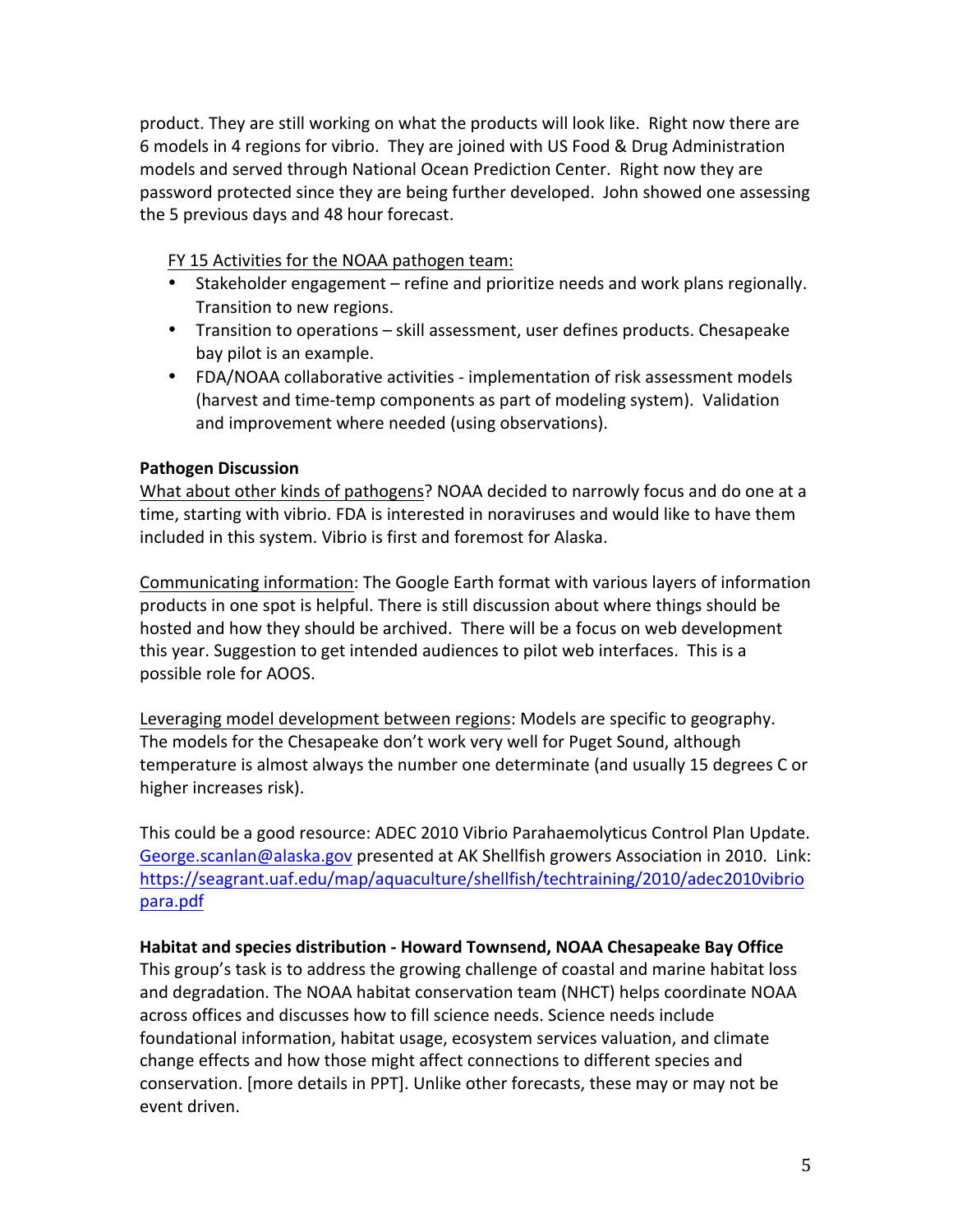product. They are still working on what the products will look like. Right now there are 6 models in 4 regions for vibrio. They are joined with US Food & Drug Administration models and served through National Ocean Prediction Center. Right now they are password protected since they are being further developed. John showed one assessing the 5 previous days and 48 hour forecast.

FY 15 Activities for the NOAA pathogen team:

- Stakeholder engagement – refine and prioritize needs and work plans regionally. Transition to new regions.
- Transition to operations – skill assessment, user defines products. Chesapeake bay pilot is an example.
- FDA/NOAA collaborative activities - implementation of risk assessment models (harvest and time-temp components as part of modeling system). Validation and improvement where needed (using observations).

**Pathogen Discussion**

What about other kinds of pathogens? NOAA decided to narrowly focus and do one at a time, starting with vibrio. FDA is interested in noraviruses and would like to have them included in this system. Vibrio is first and foremost for Alaska.

Communicating information: The Google Earth format with various layers of information products in one spot is helpful. There is still discussion about where things should be hosted and how they should be archived. There will be a focus on web development this year. Suggestion to get intended audiences to pilot web interfaces. This is a possible role for AOOS.

Leveraging model development between regions: Models are specific to geography. The models for the Chesapeake don't work very well for Puget Sound, although temperature is almost always the number one determinate (and usually 15 degrees C or higher increases risk).

This could be a good resource: ADEC 2010 Vibrio Parahaemolyticus Control Plan Update. George.scanlan@alaska.gov presented at AK Shellfish growers Association in 2010. Link: https://seagrant.uaf.edu/map/aquaculture/shellfish/techtraining/2010/adec2010vibriopara.pdf

**Habitat and species distribution - Howard Townsend, NOAA Chesapeake Bay Office**

This group's task is to address the growing challenge of coastal and marine habitat loss and degradation. The NOAA habitat conservation team (NHCT) helps coordinate NOAA across offices and discusses how to fill science needs. Science needs include foundational information, habitat usage, ecosystem services valuation, and climate change effects and how those might affect connections to different species and conservation. [more details in PPT]. Unlike other forecasts, these may or may not be event driven.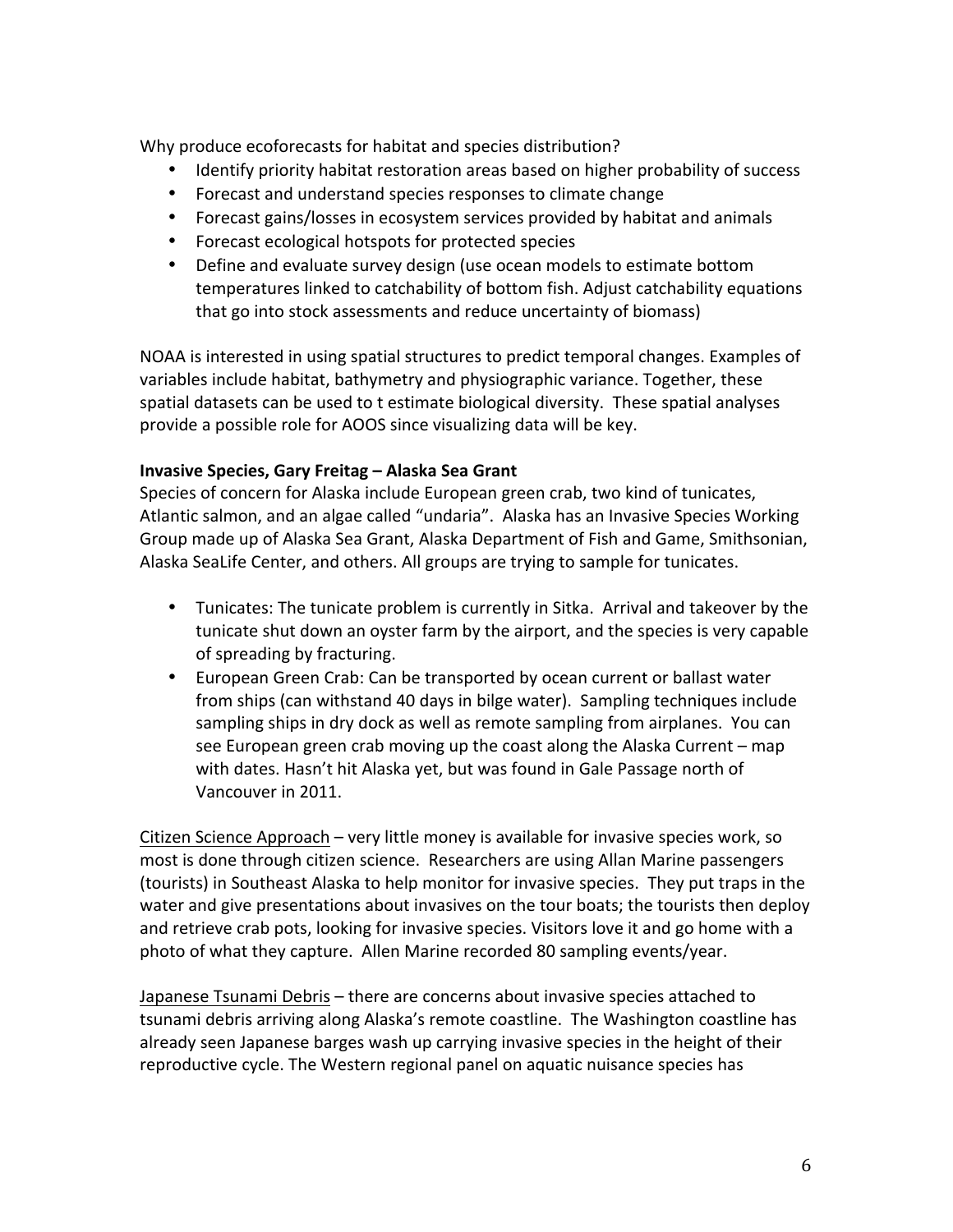Why produce ecoforecasts for habitat and species distribution?

- Identify priority habitat restoration areas based on higher probability of success
- Forecast and understand species responses to climate change
- Forecast gains/losses in ecosystem services provided by habitat and animals
- Forecast ecological hotspots for protected species
- Define and evaluate survey design (use ocean models to estimate bottom temperatures linked to catchability of bottom fish. Adjust catchability equations that go into stock assessments and reduce uncertainty of biomass)

NOAA is interested in using spatial structures to predict temporal changes. Examples of variables include habitat, bathymetry and physiographic variance. Together, these spatial datasets can be used to t estimate biological diversity. These spatial analyses provide a possible role for AOOS since visualizing data will be key.

**Invasive Species, Gary Freitag – Alaska Sea Grant**

Species of concern for Alaska include European green crab, two kind of tunicates, Atlantic salmon, and an algae called "undaria". Alaska has an Invasive Species Working Group made up of Alaska Sea Grant, Alaska Department of Fish and Game, Smithsonian, Alaska SeaLife Center, and others. All groups are trying to sample for tunicates.

- Tunicates: The tunicate problem is currently in Sitka. Arrival and takeover by the tunicate shut down an oyster farm by the airport, and the species is very capable of spreading by fracturing.
- European Green Crab: Can be transported by ocean current or ballast water from ships (can withstand 40 days in bilge water). Sampling techniques include sampling ships in dry dock as well as remote sampling from airplanes. You can see European green crab moving up the coast along the Alaska Current – map with dates. Hasn't hit Alaska yet, but was found in Gale Passage north of Vancouver in 2011.

<u>Citizen Science Approach</u> – very little money is available for invasive species work, so most is done through citizen science. Researchers are using Allan Marine passengers (tourists) in Southeast Alaska to help monitor for invasive species. They put traps in the water and give presentations about invasives on the tour boats; the tourists then deploy and retrieve crab pots, looking for invasive species. Visitors love it and go home with a photo of what they capture. Allen Marine recorded 80 sampling events/year.

<u>Japanese Tsunami Debris</u> – there are concerns about invasive species attached to tsunami debris arriving along Alaska's remote coastline. The Washington coastline has already seen Japanese barges wash up carrying invasive species in the height of their reproductive cycle. The Western regional panel on aquatic nuisance species has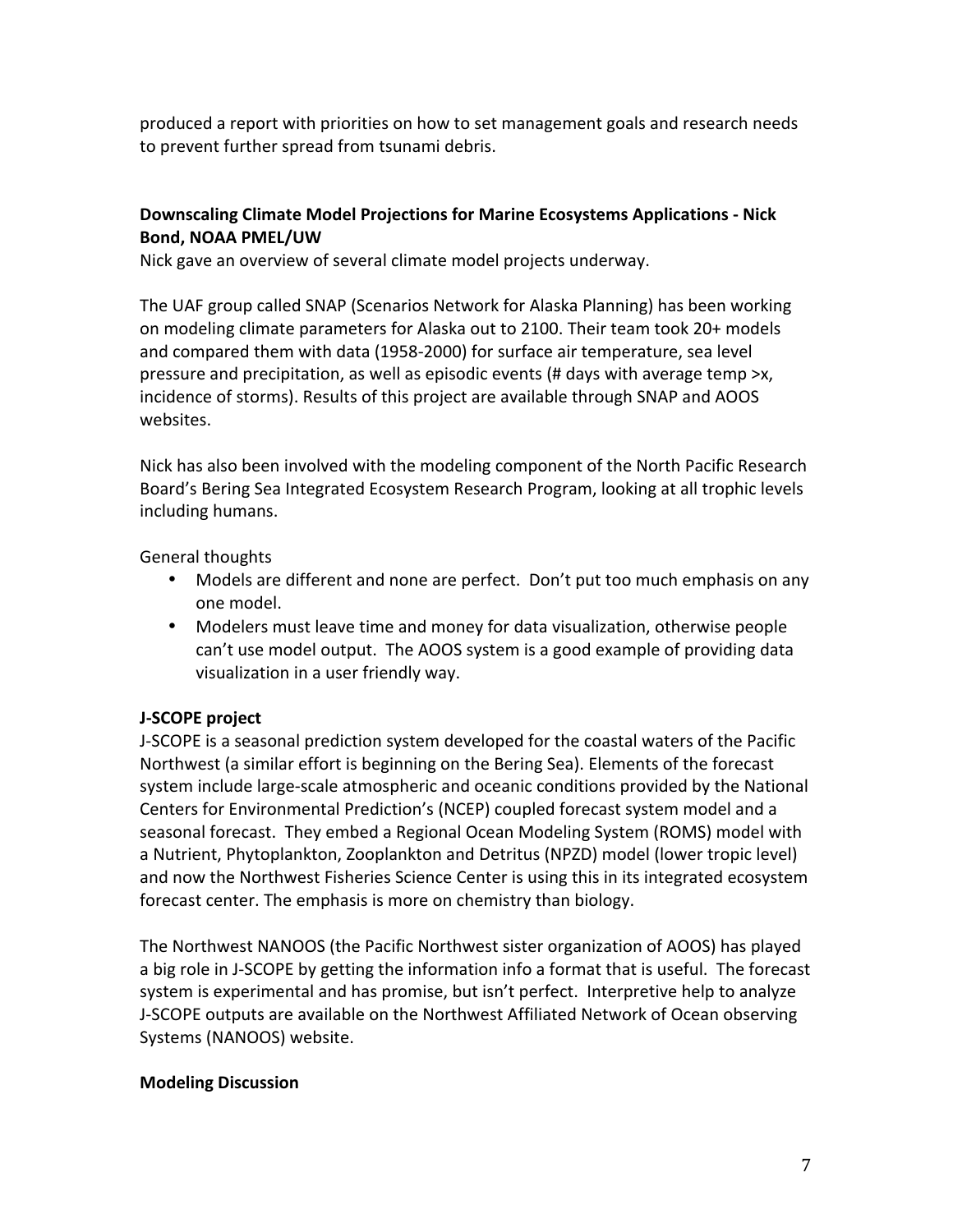produced a report with priorities on how to set management goals and research needs to prevent further spread from tsunami debris.

**Downscaling Climate Model Projections for Marine Ecosystems Applications - Nick Bond, NOAA PMEL/UW**

Nick gave an overview of several climate model projects underway.

The UAF group called SNAP (Scenarios Network for Alaska Planning) has been working on modeling climate parameters for Alaska out to 2100. Their team took 20+ models and compared them with data (1958-2000) for surface air temperature, sea level pressure and precipitation, as well as episodic events (# days with average temp >x, incidence of storms). Results of this project are available through SNAP and AOOS websites.

Nick has also been involved with the modeling component of the North Pacific Research Board's Bering Sea Integrated Ecosystem Research Program, looking at all trophic levels including humans.

General thoughts

- Models are different and none are perfect. Don't put too much emphasis on any one model.
- Modelers must leave time and money for data visualization, otherwise people can't use model output. The AOOS system is a good example of providing data visualization in a user friendly way.

**J-SCOPE project**

J-SCOPE is a seasonal prediction system developed for the coastal waters of the Pacific Northwest (a similar effort is beginning on the Bering Sea). Elements of the forecast system include large-scale atmospheric and oceanic conditions provided by the National Centers for Environmental Prediction's (NCEP) coupled forecast system model and a seasonal forecast. They embed a Regional Ocean Modeling System (ROMS) model with a Nutrient, Phytoplankton, Zooplankton and Detritus (NPZD) model (lower tropic level) and now the Northwest Fisheries Science Center is using this in its integrated ecosystem forecast center. The emphasis is more on chemistry than biology.

The Northwest NANOOS (the Pacific Northwest sister organization of AOOS) has played a big role in J-SCOPE by getting the information info a format that is useful. The forecast system is experimental and has promise, but isn't perfect. Interpretive help to analyze J-SCOPE outputs are available on the Northwest Affiliated Network of Ocean observing Systems (NANOOS) website.

**Modeling Discussion**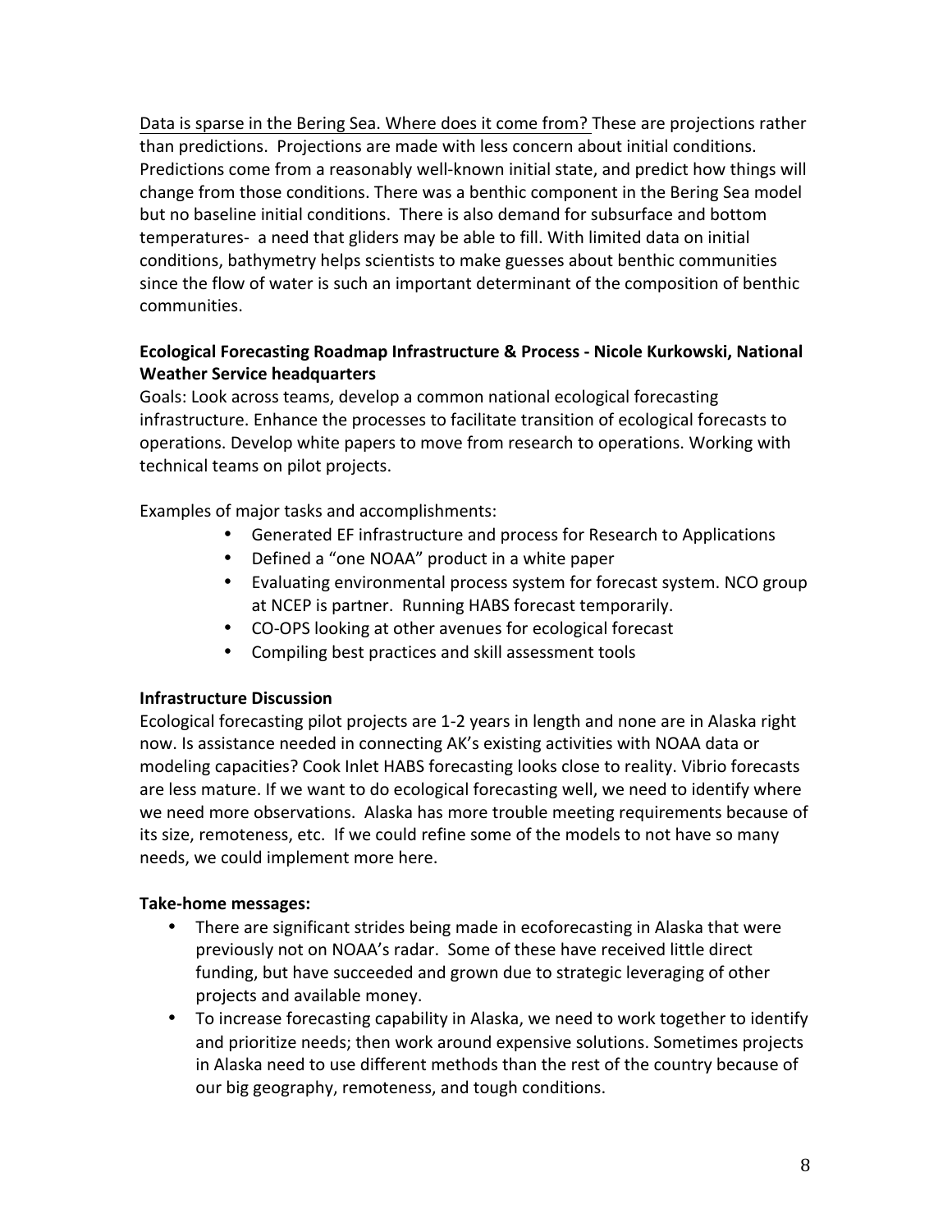Data is sparse in the Bering Sea. Where does it come from? These are projections rather than predictions. Projections are made with less concern about initial conditions. Predictions come from a reasonably well-known initial state, and predict how things will change from those conditions. There was a benthic component in the Bering Sea model but no baseline initial conditions. There is also demand for subsurface and bottom temperatures- a need that gliders may be able to fill. With limited data on initial conditions, bathymetry helps scientists to make guesses about benthic communities since the flow of water is such an important determinant of the composition of benthic communities.

**Ecological Forecasting Roadmap Infrastructure & Process - Nicole Kurkowski, National Weather Service headquarters**

Goals: Look across teams, develop a common national ecological forecasting infrastructure. Enhance the processes to facilitate transition of ecological forecasts to operations. Develop white papers to move from research to operations. Working with technical teams on pilot projects.

Examples of major tasks and accomplishments:

- Generated EF infrastructure and process for Research to Applications
- Defined a "one NOAA" product in a white paper
- Evaluating environmental process system for forecast system. NCO group at NCEP is partner. Running HABS forecast temporarily.
- CO-OPS looking at other avenues for ecological forecast
- Compiling best practices and skill assessment tools

**Infrastructure Discussion**

Ecological forecasting pilot projects are 1-2 years in length and none are in Alaska right now. Is assistance needed in connecting AK's existing activities with NOAA data or modeling capacities? Cook Inlet HABS forecasting looks close to reality. Vibrio forecasts are less mature. If we want to do ecological forecasting well, we need to identify where we need more observations. Alaska has more trouble meeting requirements because of its size, remoteness, etc. If we could refine some of the models to not have so many needs, we could implement more here.

**Take-home messages:**

- There are significant strides being made in ecoforecasting in Alaska that were previously not on NOAA's radar. Some of these have received little direct funding, but have succeeded and grown due to strategic leveraging of other projects and available money.
- To increase forecasting capability in Alaska, we need to work together to identify and prioritize needs; then work around expensive solutions. Sometimes projects in Alaska need to use different methods than the rest of the country because of our big geography, remoteness, and tough conditions.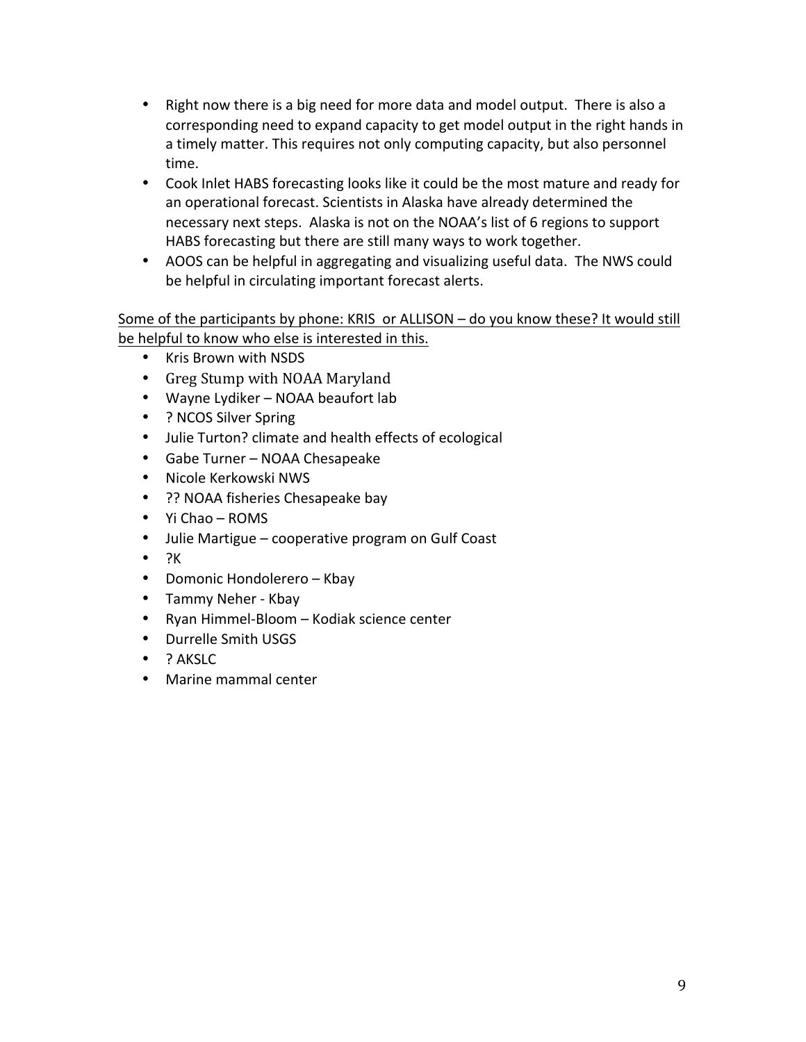- Right now there is a big need for more data and model output. There is also a corresponding need to expand capacity to get model output in the right hands in a timely matter. This requires not only computing capacity, but also personnel time.
- Cook Inlet HABS forecasting looks like it could be the most mature and ready for an operational forecast. Scientists in Alaska have already determined the necessary next steps. Alaska is not on the NOAA's list of 6 regions to support HABS forecasting but there are still many ways to work together.
- AOOS can be helpful in aggregating and visualizing useful data. The NWS could be helpful in circulating important forecast alerts.

<u>Some of the participants by phone: KRIS or ALLISON – do you know these? It would still be helpful to know who else is interested in this.</u>

- Kris Brown with NSDS
- Greg Stump with NOAA Maryland
- Wayne Lydiker – NOAA beaufort lab
- ? NCOS Silver Spring
- Julie Turton? climate and health effects of ecological
- Gabe Turner – NOAA Chesapeake
- Nicole Kerkowski NWS
- ?? NOAA fisheries Chesapeake bay
- Yi Chao – ROMS
- Julie Martigue – cooperative program on Gulf Coast
- ?K
- Domonic Hondolerero – Kbay
- Tammy Neher - Kbay
- Ryan Himmel-Bloom – Kodiak science center
- Durrelle Smith USGS
- ? AKSLC
- Marine mammal center